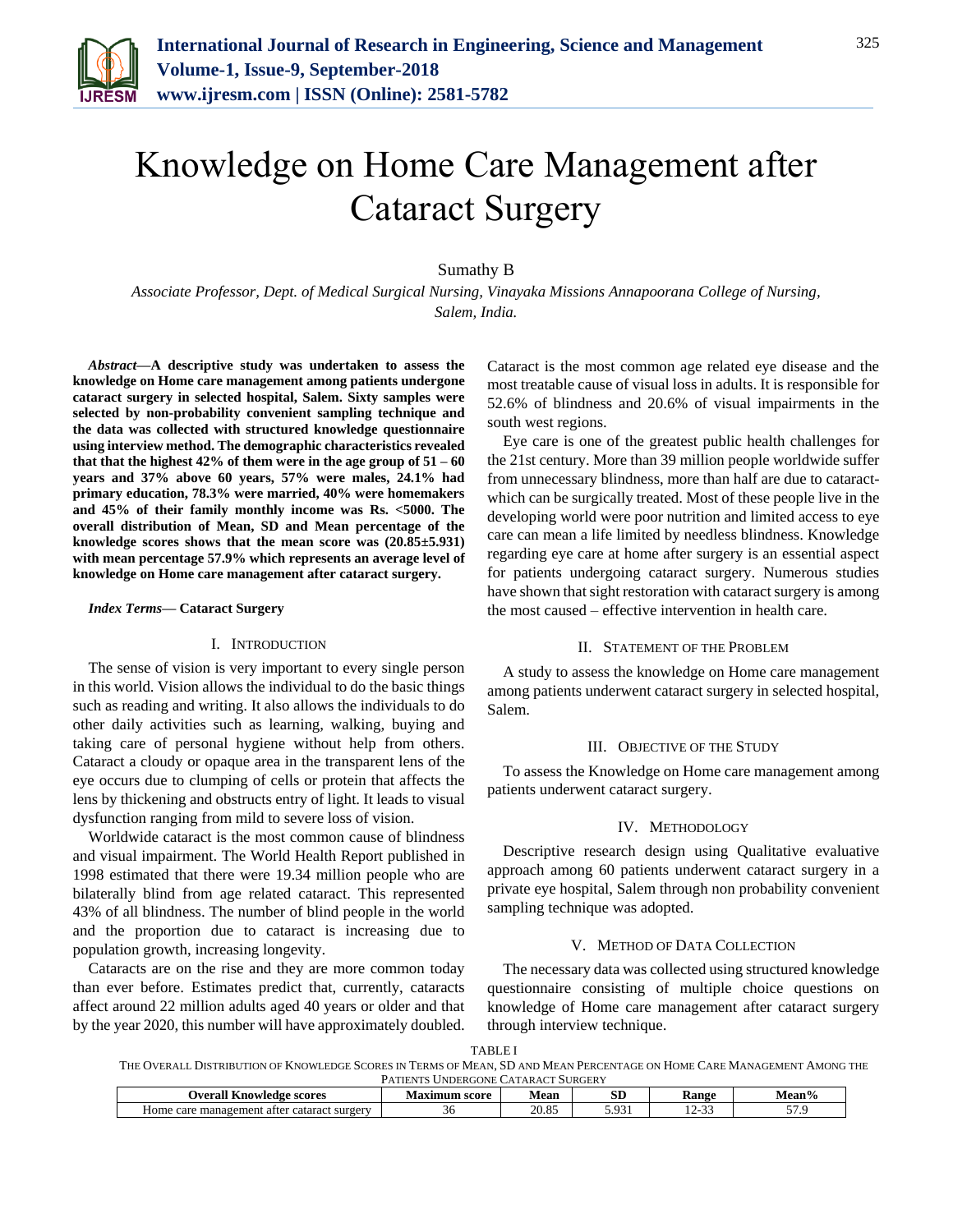# Knowledge on Home Care Management after Cataract Surgery

Sumathy B

*Associate Professor, Dept. of Medical Surgical Nursing, Vinayaka Missions Annapoorana College of Nursing, Salem, India.*

***Abstract*—A descriptive study was undertaken to assess the knowledge on Home care management among patients undergone cataract surgery in selected hospital, Salem. Sixty samples were selected by non-probability convenient sampling technique and the data was collected with structured knowledge questionnaire using interview method. The demographic characteristics revealed that that the highest 42% of them were in the age group of 51 – 60 years and 37% above 60 years, 57% were males, 24.1% had primary education, 78.3% were married, 40% were homemakers and 45% of their family monthly income was Rs. <5000. The overall distribution of Mean, SD and Mean percentage of the knowledge scores shows that the mean score was (20.85±5.931) with mean percentage 57.9% which represents an average level of knowledge on Home care management after cataract surgery.**

***Index Terms*— Cataract Surgery**

## I. Introduction

The sense of vision is very important to every single person in this world. Vision allows the individual to do the basic things such as reading and writing. It also allows the individuals to do other daily activities such as learning, walking, buying and taking care of personal hygiene without help from others. Cataract a cloudy or opaque area in the transparent lens of the eye occurs due to clumping of cells or protein that affects the lens by thickening and obstructs entry of light. It leads to visual dysfunction ranging from mild to severe loss of vision.

Worldwide cataract is the most common cause of blindness and visual impairment. The World Health Report published in 1998 estimated that there were 19.34 million people who are bilaterally blind from age related cataract. This represented 43% of all blindness. The number of blind people in the world and the proportion due to cataract is increasing due to population growth, increasing longevity.

Cataracts are on the rise and they are more common today than ever before. Estimates predict that, currently, cataracts affect around 22 million adults aged 40 years or older and that by the year 2020, this number will have approximately doubled. Cataract is the most common age related eye disease and the most treatable cause of visual loss in adults. It is responsible for 52.6% of blindness and 20.6% of visual impairments in the south west regions.

Eye care is one of the greatest public health challenges for the 21st century. More than 39 million people worldwide suffer from unnecessary blindness, more than half are due to cataract- which can be surgically treated. Most of these people live in the developing world were poor nutrition and limited access to eye care can mean a life limited by needless blindness. Knowledge regarding eye care at home after surgery is an essential aspect for patients undergoing cataract surgery. Numerous studies have shown that sight restoration with cataract surgery is among the most caused – effective intervention in health care.

## II. Statement of the Problem

A study to assess the knowledge on Home care management among patients underwent cataract surgery in selected hospital, Salem.

## III. Objective of the Study

To assess the Knowledge on Home care management among patients underwent cataract surgery.

## IV. Methodology

Descriptive research design using Qualitative evaluative approach among 60 patients underwent cataract surgery in a private eye hospital, Salem through non probability convenient sampling technique was adopted.

## V. Method of Data Collection

The necessary data was collected using structured knowledge questionnaire consisting of multiple choice questions on knowledge of Home care management after cataract surgery through interview technique.

TABLE I
THE OVERALL DISTRIBUTION OF KNOWLEDGE SCORES IN TERMS OF MEAN, SD AND MEAN PERCENTAGE ON HOME CARE MANAGEMENT AMONG THE PATIENTS UNDERGONE CATARACT SURGERY

| Overall Knowledge scores | Maximum score | Mean | SD | Range | Mean% |
|---|---|---|---|---|---|
| Home care management after cataract surgery | 36 | 20.85 | 5.931 | 12-33 | 57.9 |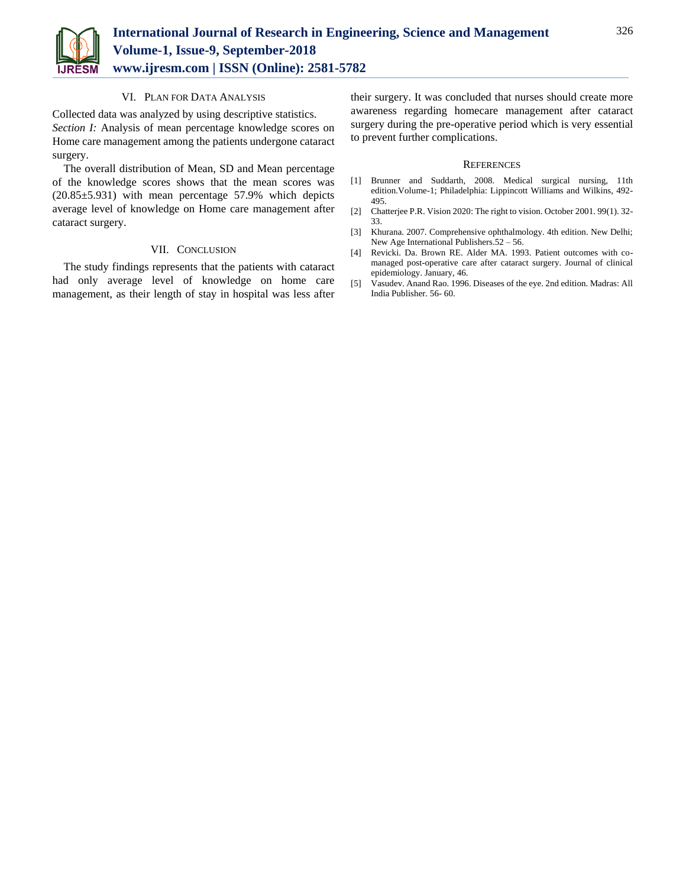## VI. Plan for Data Analysis

Collected data was analyzed by using descriptive statistics.

*Section I:* Analysis of mean percentage knowledge scores on Home care management among the patients undergone cataract surgery.

The overall distribution of Mean, SD and Mean percentage of the knowledge scores shows that the mean scores was (20.85±5.931) with mean percentage 57.9% which depicts average level of knowledge on Home care management after cataract surgery.

## VII. Conclusion

The study findings represents that the patients with cataract had only average level of knowledge on home care management, as their length of stay in hospital was less after their surgery. It was concluded that nurses should create more awareness regarding homecare management after cataract surgery during the pre-operative period which is very essential to prevent further complications.

## References

[1] Brunner and Suddarth, 2008. Medical surgical nursing, 11th edition.Volume-1; Philadelphia: Lippincott Williams and Wilkins, 492-495.

[2] Chatterjee P.R. Vision 2020: The right to vision. October 2001. 99(1). 32-33.

[3] Khurana. 2007. Comprehensive ophthalmology. 4th edition. New Delhi; New Age International Publishers.52 – 56.

[4] Revicki. Da. Brown RE. Alder MA. 1993. Patient outcomes with co-managed post-operative care after cataract surgery. Journal of clinical epidemiology. January, 46.

[5] Vasudev. Anand Rao. 1996. Diseases of the eye. 2nd edition. Madras: All India Publisher. 56- 60.